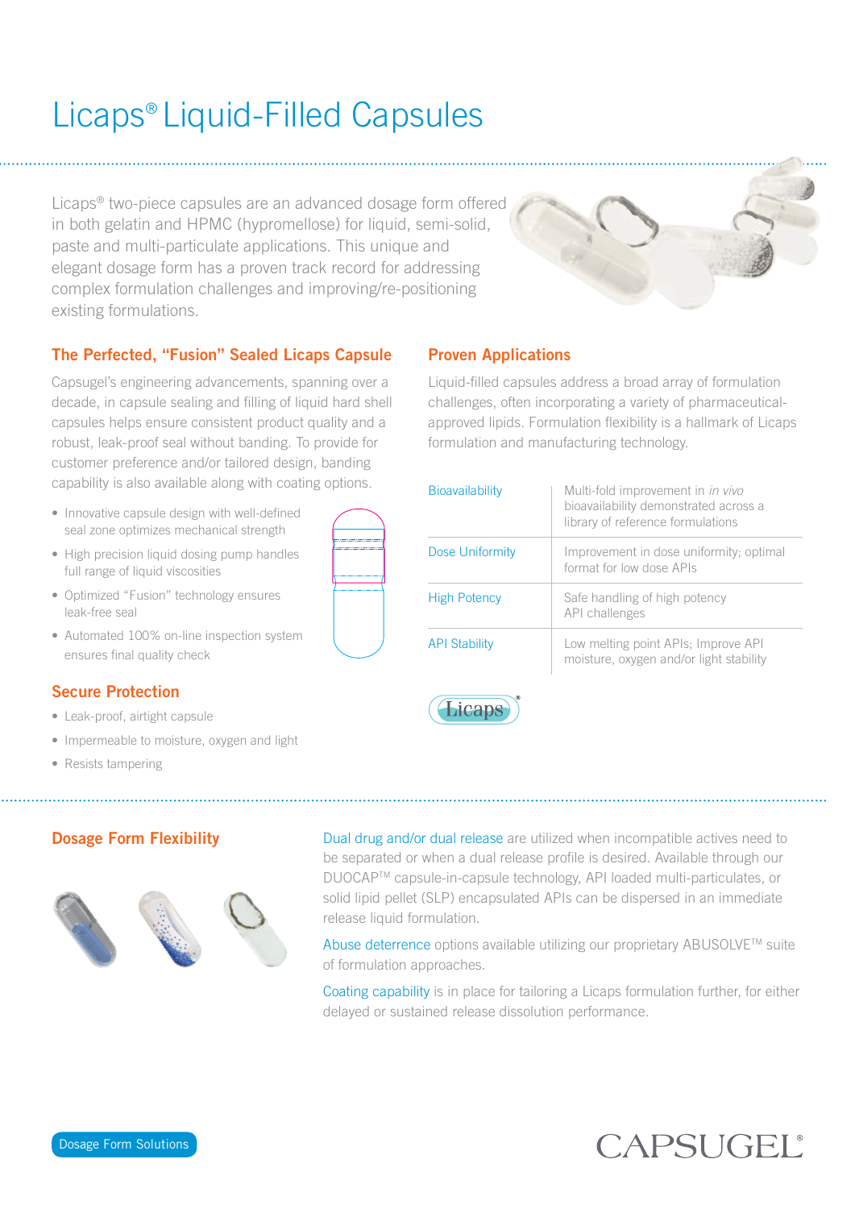# Licaps® Liquid-Filled Capsules

Licaps® two-piece capsules are an advanced dosage form offered in both gelatin and HPMC (hypromellose) for liquid, semi-solid, paste and multi-particulate applications. This unique and elegant dosage form has a proven track record for addressing complex formulation challenges and improving/re-positioning existing formulations.

## The Perfected, "Fusion" Sealed Licaps Capsule

Capsugel's engineering advancements, spanning over a decade, in capsule sealing and filling of liquid hard shell capsules helps ensure consistent product quality and a robust, leak-proof seal without banding. To provide for customer preference and/or tailored design, banding capability is also available along with coating options.

- Innovative capsule design with well-defined seal zone optimizes mechanical strength
- High precision liquid dosing pump handles full range of liquid viscosities
- Optimized "Fusion" technology ensures leak-free seal
- Automated 100% on-line inspection system ensures final quality check

## Secure Protection

- Leak-proof, airtight capsule
- Impermeable to moisture, oxygen and light
- Resists tampering

## Proven Applications

Liquid-filled capsules address a broad array of formulation challenges, often incorporating a variety of pharmaceutical-approved lipids. Formulation flexibility is a hallmark of Licaps formulation and manufacturing technology.

| | |
|---|---|
| Bioavailability | Multi-fold improvement in *in vivo* bioavailability demonstrated across a library of reference formulations |
| Dose Uniformity | Improvement in dose uniformity; optimal format for low dose APIs |
| High Potency | Safe handling of high potency API challenges |
| API Stability | Low melting point APIs; Improve API moisture, oxygen and/or light stability |

Licaps®

## Dosage Form Flexibility

Dual drug and/or dual release are utilized when incompatible actives need to be separated or when a dual release profile is desired. Available through our DUOCAP™ capsule-in-capsule technology, API loaded multi-particulates, or solid lipid pellet (SLP) encapsulated APIs can be dispersed in an immediate release liquid formulation.

Abuse deterrence options available utilizing our proprietary ABUSOLVE™ suite of formulation approaches.

Coating capability is in place for tailoring a Licaps formulation further, for either delayed or sustained release dissolution performance.

Dosage Form Solutions

CAPSUGEL®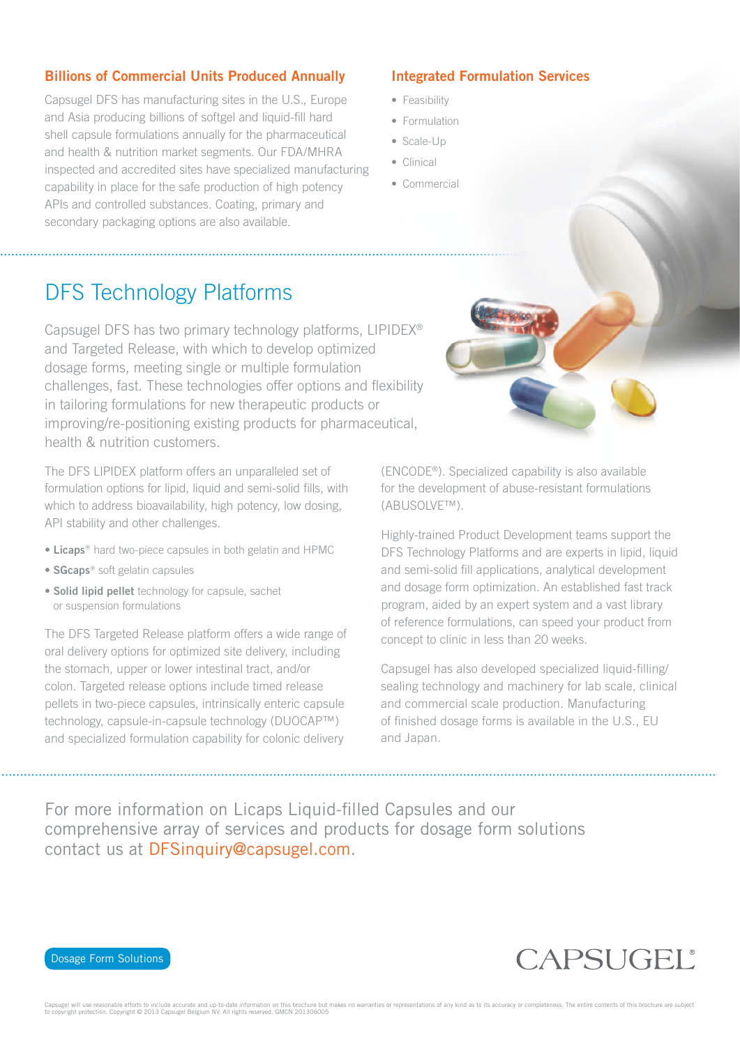## Billions of Commercial Units Produced Annually

Capsugel DFS has manufacturing sites in the U.S., Europe and Asia producing billions of softgel and liquid-fill hard shell capsule formulations annually for the pharmaceutical and health & nutrition market segments. Our FDA/MHRA inspected and accredited sites have specialized manufacturing capability in place for the safe production of high potency APIs and controlled substances. Coating, primary and secondary packaging options are also available.

## Integrated Formulation Services

- Feasibility
- Formulation
- Scale-Up
- Clinical
- Commercial

# DFS Technology Platforms

Capsugel DFS has two primary technology platforms, LIPIDEX® and Targeted Release, with which to develop optimized dosage forms, meeting single or multiple formulation challenges, fast. These technologies offer options and flexibility in tailoring formulations for new therapeutic products or improving/re-positioning existing products for pharmaceutical, health & nutrition customers.

The DFS LIPIDEX platform offers an unparalleled set of formulation options for lipid, liquid and semi-solid fills, with which to address bioavailability, high potency, low dosing, API stability and other challenges.

- **Licaps**® hard two-piece capsules in both gelatin and HPMC
- **SGcaps**® soft gelatin capsules
- **Solid lipid pellet** technology for capsule, sachet or suspension formulations

The DFS Targeted Release platform offers a wide range of oral delivery options for optimized site delivery, including the stomach, upper or lower intestinal tract, and/or colon. Targeted release options include timed release pellets in two-piece capsules, intrinsically enteric capsule technology, capsule-in-capsule technology (DUOCAP™) and specialized formulation capability for colonic delivery (ENCODE®). Specialized capability is also available for the development of abuse-resistant formulations (ABUSOLVE™).

Highly-trained Product Development teams support the DFS Technology Platforms and are experts in lipid, liquid and semi-solid fill applications, analytical development and dosage form optimization. An established fast track program, aided by an expert system and a vast library of reference formulations, can speed your product from concept to clinic in less than 20 weeks.

Capsugel has also developed specialized liquid-filling/sealing technology and machinery for lab scale, clinical and commercial scale production. Manufacturing of finished dosage forms is available in the U.S., EU and Japan.

For more information on Licaps Liquid-filled Capsules and our comprehensive array of services and products for dosage form solutions contact us at DFSinquiry@capsugel.com.

Dosage Form Solutions

CAPSUGEL®

Capsugel will use reasonable efforts to include accurate and up-to-date information on this brochure but makes no warranties or representations of any kind as to its accuracy or completeness. The entire contents of this brochure are subject to copyright protection. Copyright © 2013 Capsugel Belgium NV. All rights reserved. GMCN 201306005